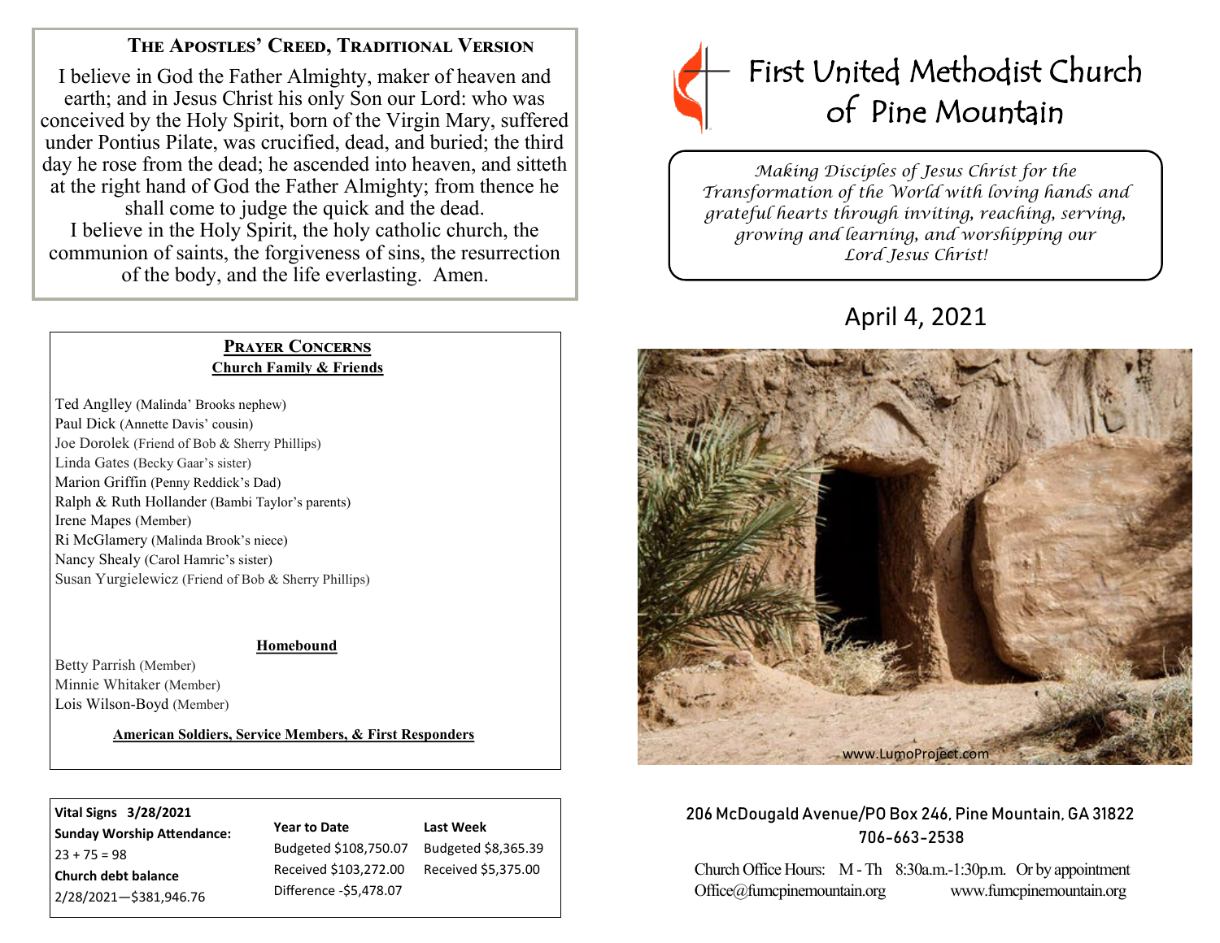## The Apostles' Creed, Traditional Version

I believe in God the Father Almighty, maker of heaven and earth; and in Jesus Christ his only Son our Lord: who was conceived by the Holy Spirit, born of the Virgin Mary, suffered under Pontius Pilate, was crucified, dead, and buried; the third day he rose from the dead; he ascended into heaven, and sitteth at the right hand of God the Father Almighty; from thence he shall come to judge the quick and the dead.
I believe in the Holy Spirit, the holy catholic church, the communion of saints, the forgiveness of sins, the resurrection of the body, and the life everlasting. Amen.

## Prayer Concerns

**Church Family & Friends**

Ted Anglley (Malinda' Brooks nephew)
Paul Dick (Annette Davis' cousin)
Joe Dorolek (Friend of Bob & Sherry Phillips)
Linda Gates (Becky Gaar's sister)
Marion Griffin (Penny Reddick's Dad)
Ralph & Ruth Hollander (Bambi Taylor's parents)
Irene Mapes (Member)
Ri McGlamery (Malinda Brook's niece)
Nancy Shealy (Carol Hamric's sister)
Susan Yurgielewicz (Friend of Bob & Sherry Phillips)

**Homebound**

Betty Parrish (Member)
Minnie Whitaker (Member)
Lois Wilson-Boyd (Member)

**American Soldiers, Service Members, & First Responders**

**Vital Signs 3/28/2021**

**Sunday Worship Attendance:**
23 + 75 = 98

**Church debt balance**
2/28/2021—$381,946.76

| Year to Date | Last Week |
|---|---|
| Budgeted $108,750.07 | Budgeted $8,365.39 |
| Received $103,272.00 | Received $5,375.00 |
| Difference -$5,478.07 | |

# First United Methodist Church of Pine Mountain

*Making Disciples of Jesus Christ for the Transformation of the World with loving hands and grateful hearts through inviting, reaching, serving, growing and learning, and worshipping our Lord Jesus Christ!*

## April 4, 2021

www.LumoProject.com

206 McDougald Avenue/PO Box 246, Pine Mountain, GA 31822
706-663-2538

Church Office Hours: M - Th 8:30a.m.-1:30p.m. Or by appointment
Office@fumcpinemountain.org www.fumcpinemountain.org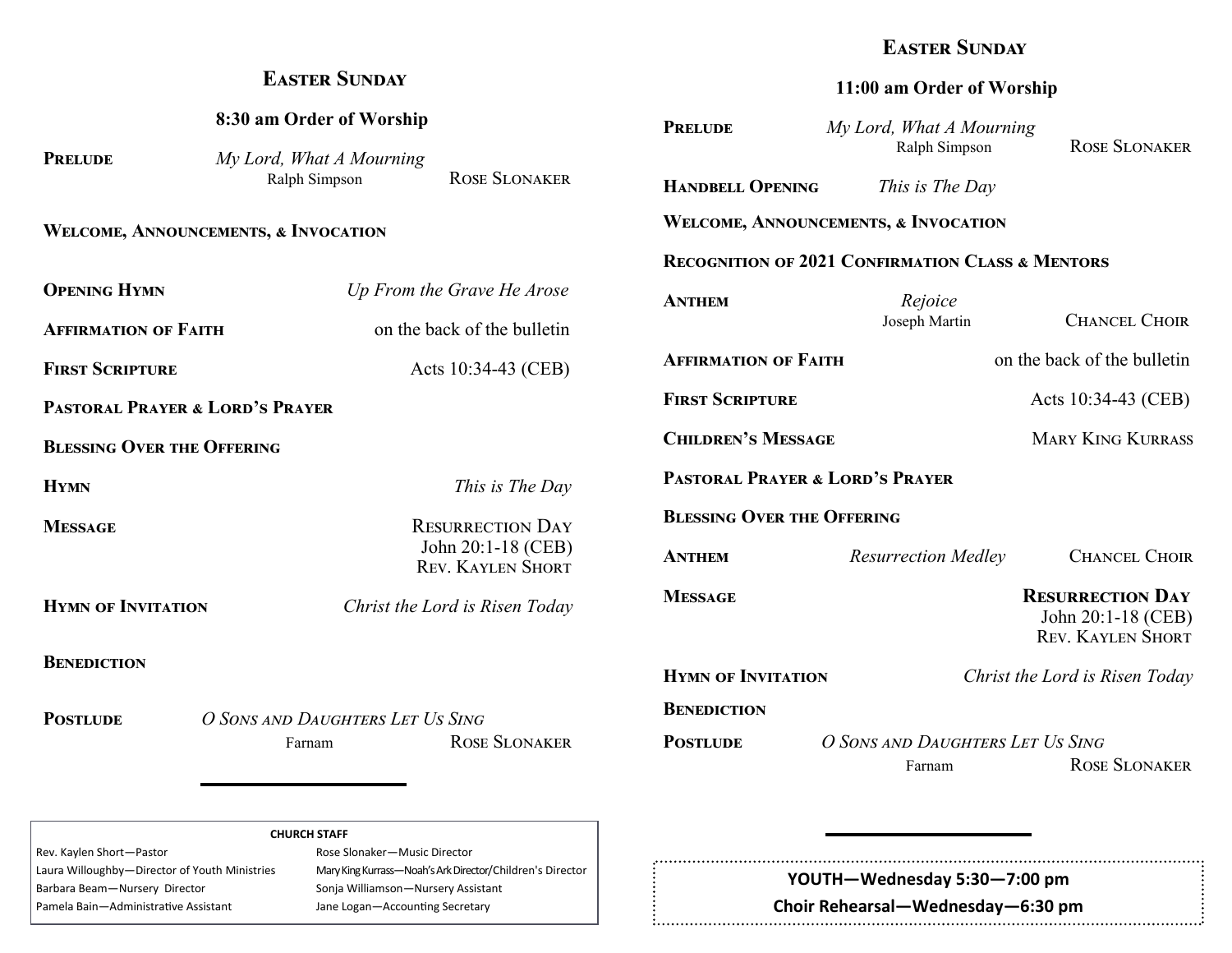## EASTER SUNDAY

### 8:30 am Order of Worship

**PRELUDE** — *My Lord, What A Mourning*
Ralph Simpson — ROSE SLONAKER

**WELCOME, ANNOUNCEMENTS, & INVOCATION**

**OPENING HYMN** — *Up From the Grave He Arose*

**AFFIRMATION OF FAITH** — on the back of the bulletin

**FIRST SCRIPTURE** — Acts 10:34-43 (CEB)

**PASTORAL PRAYER & LORD'S PRAYER**

**BLESSING OVER THE OFFERING**

**HYMN** — *This is The Day*

**MESSAGE** — RESURRECTION DAY
John 20:1-18 (CEB)
REV. KAYLEN SHORT

**HYMN OF INVITATION** — *Christ the Lord is Risen Today*

**BENEDICTION**

**POSTLUDE** — *O SONS AND DAUGHTERS LET US SING*
Farnam — ROSE SLONAKER

---

**CHURCH STAFF**

Rev. Kaylen Short—Pastor
Laura Willoughby—Director of Youth Ministries
Barbara Beam—Nursery Director
Pamela Bain—Administrative Assistant
Rose Slonaker—Music Director
Mary King Kurrass—Noah's Ark Director/Children's Director
Sonja Williamson—Nursery Assistant
Jane Logan—Accounting Secretary

## EASTER SUNDAY

### 11:00 am Order of Worship

**PRELUDE** — *My Lord, What A Mourning*
Ralph Simpson — ROSE SLONAKER

**HANDBELL OPENING** — *This is The Day*

**WELCOME, ANNOUNCEMENTS, & INVOCATION**

**RECOGNITION OF 2021 CONFIRMATION CLASS & MENTORS**

**ANTHEM** — *Rejoice*
Joseph Martin — CHANCEL CHOIR

**AFFIRMATION OF FAITH** — on the back of the bulletin

**FIRST SCRIPTURE** — Acts 10:34-43 (CEB)

**CHILDREN'S MESSAGE** — MARY KING KURRASS

**PASTORAL PRAYER & LORD'S PRAYER**

**BLESSING OVER THE OFFERING**

**ANTHEM** — *Resurrection Medley* — CHANCEL CHOIR

**MESSAGE** — **RESURRECTION DAY**
John 20:1-18 (CEB)
REV. KAYLEN SHORT

**HYMN OF INVITATION** — *Christ the Lord is Risen Today*

**BENEDICTION**

**POSTLUDE** — *O SONS AND DAUGHTERS LET US SING*
Farnam — ROSE SLONAKER

---

**YOUTH—Wednesday 5:30—7:00 pm**

**Choir Rehearsal—Wednesday—6:30 pm**